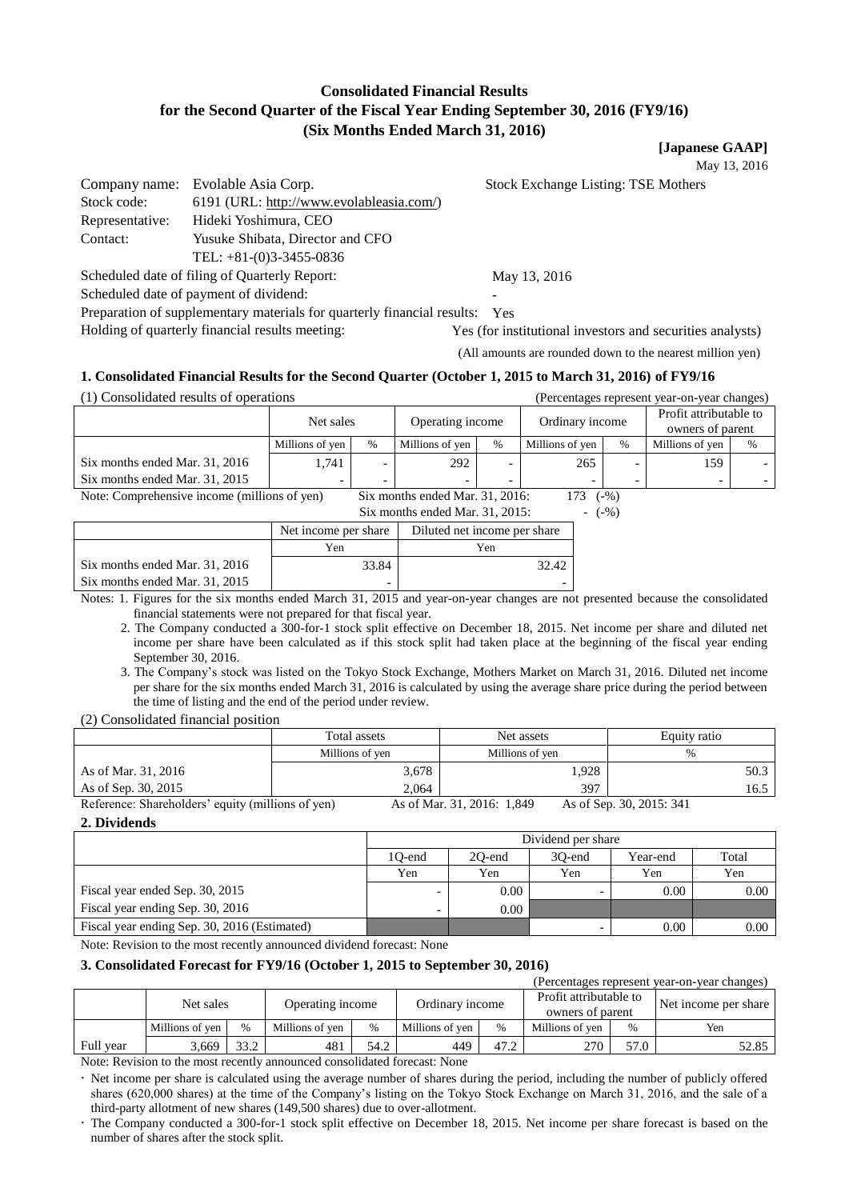# Consolidated Financial Results for the Second Quarter of the Fiscal Year Ending September 30, 2016 (FY9/16) (Six Months Ended March 31, 2016)

**[Japanese GAAP]**

May 13, 2016

Company name: Evolable Asia Corp. — Stock Exchange Listing: TSE Mothers
Stock code: 6191 (URL: http://www.evolableasia.com/)
Representative: Hideki Yoshimura, CEO
Contact: Yusuke Shibata, Director and CFO
TEL: +81-(0)3-3455-0836

Scheduled date of filing of Quarterly Report: May 13, 2016
Scheduled date of payment of dividend: -
Preparation of supplementary materials for quarterly financial results: Yes
Holding of quarterly financial results meeting: Yes (for institutional investors and securities analysts)

(All amounts are rounded down to the nearest million yen)

### 1. Consolidated Financial Results for the Second Quarter (October 1, 2015 to March 31, 2016) of FY9/16

(1) Consolidated results of operations (Percentages represent year-on-year changes)

| | Net sales | | Operating income | | Ordinary income | | Profit attributable to owners of parent | |
|---|---|---|---|---|---|---|---|---|
| | Millions of yen | % | Millions of yen | % | Millions of yen | % | Millions of yen | % |
| Six months ended Mar. 31, 2016 | 1,741 | - | 292 | - | 265 | - | 159 | - |
| Six months ended Mar. 31, 2015 | - | - | - | - | - | - | - | - |

Note: Comprehensive income (millions of yen) Six months ended Mar. 31, 2016: 173 (-%)
Six months ended Mar. 31, 2015: - (-%)

| | Net income per share | Diluted net income per share |
|---|---|---|
| | Yen | Yen |
| Six months ended Mar. 31, 2016 | 33.84 | 32.42 |
| Six months ended Mar. 31, 2015 | - | - |

Notes: 1. Figures for the six months ended March 31, 2015 and year-on-year changes are not presented because the consolidated financial statements were not prepared for that fiscal year.
2. The Company conducted a 300-for-1 stock split effective on December 18, 2015. Net income per share and diluted net income per share have been calculated as if this stock split had taken place at the beginning of the fiscal year ending September 30, 2016.
3. The Company's stock was listed on the Tokyo Stock Exchange, Mothers Market on March 31, 2016. Diluted net income per share for the six months ended March 31, 2016 is calculated by using the average share price during the period between the time of listing and the end of the period under review.

(2) Consolidated financial position

| | Total assets | Net assets | Equity ratio |
|---|---|---|---|
| | Millions of yen | Millions of yen | % |
| As of Mar. 31, 2016 | 3,678 | 1,928 | 50.3 |
| As of Sep. 30, 2015 | 2,064 | 397 | 16.5 |

Reference: Shareholders' equity (millions of yen) As of Mar. 31, 2016: 1,849 As of Sep. 30, 2015: 341

### 2. Dividends

| | Dividend per share | | | | |
|---|---|---|---|---|---|
| | 1Q-end | 2Q-end | 3Q-end | Year-end | Total |
| | Yen | Yen | Yen | Yen | Yen |
| Fiscal year ended Sep. 30, 2015 | - | 0.00 | - | 0.00 | 0.00 |
| Fiscal year ending Sep. 30, 2016 | - | 0.00 | | | |
| Fiscal year ending Sep. 30, 2016 (Estimated) | | | - | 0.00 | 0.00 |

Note: Revision to the most recently announced dividend forecast: None

### 3. Consolidated Forecast for FY9/16 (October 1, 2015 to September 30, 2016)

(Percentages represent year-on-year changes)

| | Net sales | | Operating income | | Ordinary income | | Profit attributable to owners of parent | | Net income per share |
|---|---|---|---|---|---|---|---|---|---|
| | Millions of yen | % | Millions of yen | % | Millions of yen | % | Millions of yen | % | Yen |
| Full year | 3,669 | 33.2 | 481 | 54.2 | 449 | 47.2 | 270 | 57.0 | 52.85 |

Note: Revision to the most recently announced consolidated forecast: None

- Net income per share is calculated using the average number of shares during the period, including the number of publicly offered shares (620,000 shares) at the time of the Company's listing on the Tokyo Stock Exchange on March 31, 2016, and the sale of a third-party allotment of new shares (149,500 shares) due to over-allotment.
- The Company conducted a 300-for-1 stock split effective on December 18, 2015. Net income per share forecast is based on the number of shares after the stock split.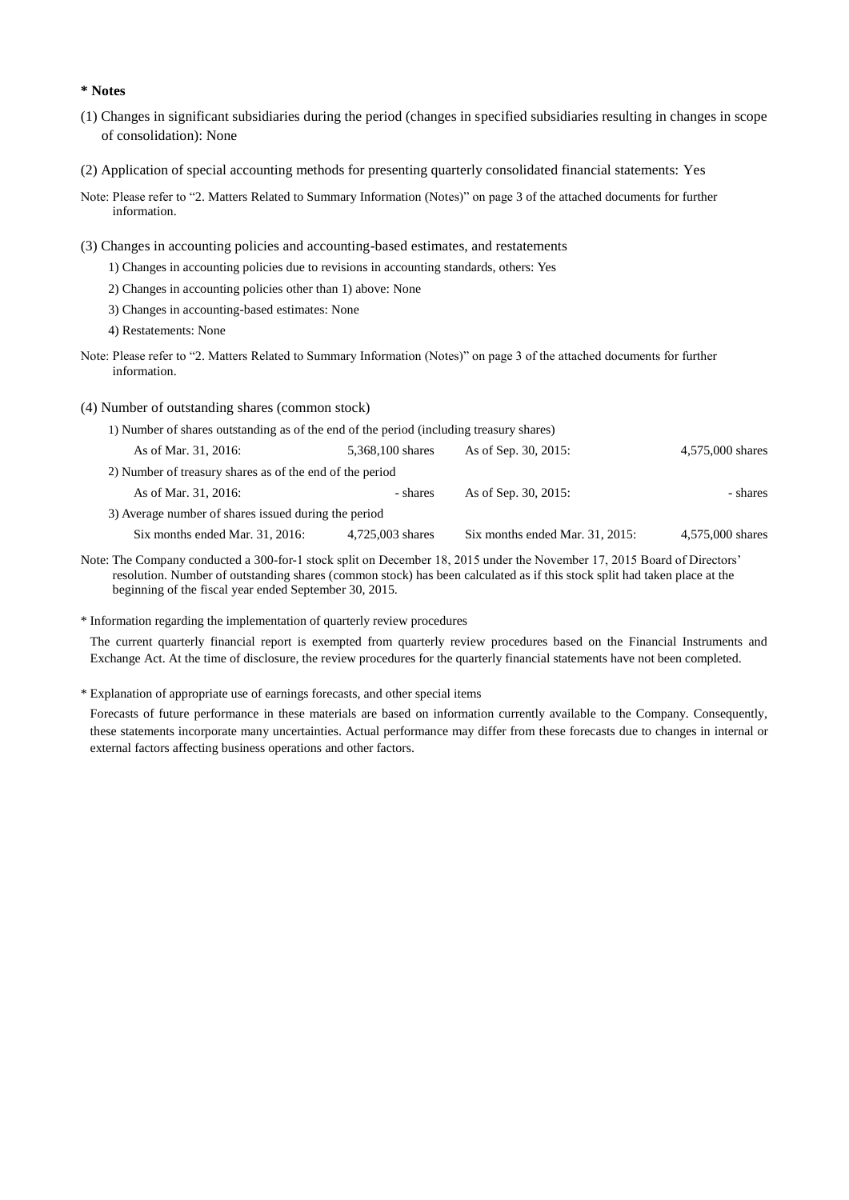**\* Notes**

(1) Changes in significant subsidiaries during the period (changes in specified subsidiaries resulting in changes in scope of consolidation): None

(2) Application of special accounting methods for presenting quarterly consolidated financial statements: Yes

Note: Please refer to "2. Matters Related to Summary Information (Notes)" on page 3 of the attached documents for further information.

(3) Changes in accounting policies and accounting-based estimates, and restatements

1) Changes in accounting policies due to revisions in accounting standards, others: Yes

2) Changes in accounting policies other than 1) above: None

3) Changes in accounting-based estimates: None

4) Restatements: None

Note: Please refer to "2. Matters Related to Summary Information (Notes)" on page 3 of the attached documents for further information.

(4) Number of outstanding shares (common stock)

1) Number of shares outstanding as of the end of the period (including treasury shares)

| | | | |
|---|---|---|---|
| As of Mar. 31, 2016: | 5,368,100 shares | As of Sep. 30, 2015: | 4,575,000 shares |

2) Number of treasury shares as of the end of the period

| | | | |
|---|---|---|---|
| As of Mar. 31, 2016: | - shares | As of Sep. 30, 2015: | - shares |

3) Average number of shares issued during the period

| | | | |
|---|---|---|---|
| Six months ended Mar. 31, 2016: | 4,725,003 shares | Six months ended Mar. 31, 2015: | 4,575,000 shares |

Note: The Company conducted a 300-for-1 stock split on December 18, 2015 under the November 17, 2015 Board of Directors' resolution. Number of outstanding shares (common stock) has been calculated as if this stock split had taken place at the beginning of the fiscal year ended September 30, 2015.

\* Information regarding the implementation of quarterly review procedures

The current quarterly financial report is exempted from quarterly review procedures based on the Financial Instruments and Exchange Act. At the time of disclosure, the review procedures for the quarterly financial statements have not been completed.

\* Explanation of appropriate use of earnings forecasts, and other special items

Forecasts of future performance in these materials are based on information currently available to the Company. Consequently, these statements incorporate many uncertainties. Actual performance may differ from these forecasts due to changes in internal or external factors affecting business operations and other factors.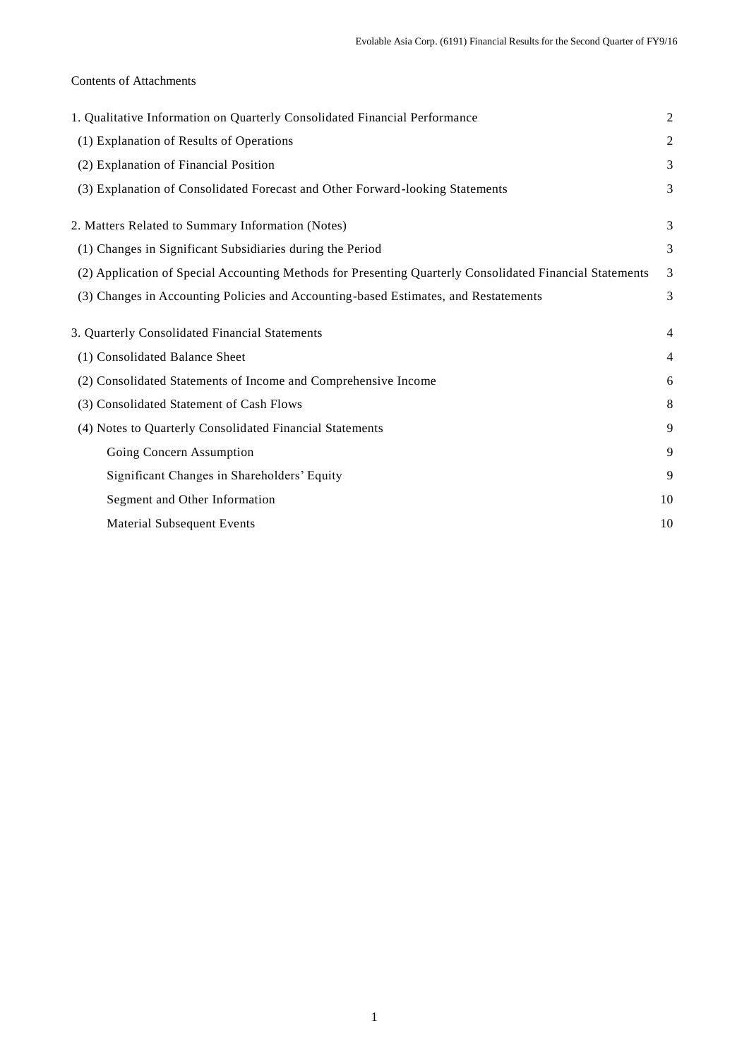Contents of Attachments

| | |
|---|---|
| 1. Qualitative Information on Quarterly Consolidated Financial Performance | 2 |
| (1) Explanation of Results of Operations | 2 |
| (2) Explanation of Financial Position | 3 |
| (3) Explanation of Consolidated Forecast and Other Forward-looking Statements | 3 |
| 2. Matters Related to Summary Information (Notes) | 3 |
| (1) Changes in Significant Subsidiaries during the Period | 3 |
| (2) Application of Special Accounting Methods for Presenting Quarterly Consolidated Financial Statements | 3 |
| (3) Changes in Accounting Policies and Accounting-based Estimates, and Restatements | 3 |
| 3. Quarterly Consolidated Financial Statements | 4 |
| (1) Consolidated Balance Sheet | 4 |
| (2) Consolidated Statements of Income and Comprehensive Income | 6 |
| (3) Consolidated Statement of Cash Flows | 8 |
| (4) Notes to Quarterly Consolidated Financial Statements | 9 |
| Going Concern Assumption | 9 |
| Significant Changes in Shareholders' Equity | 9 |
| Segment and Other Information | 10 |
| Material Subsequent Events | 10 |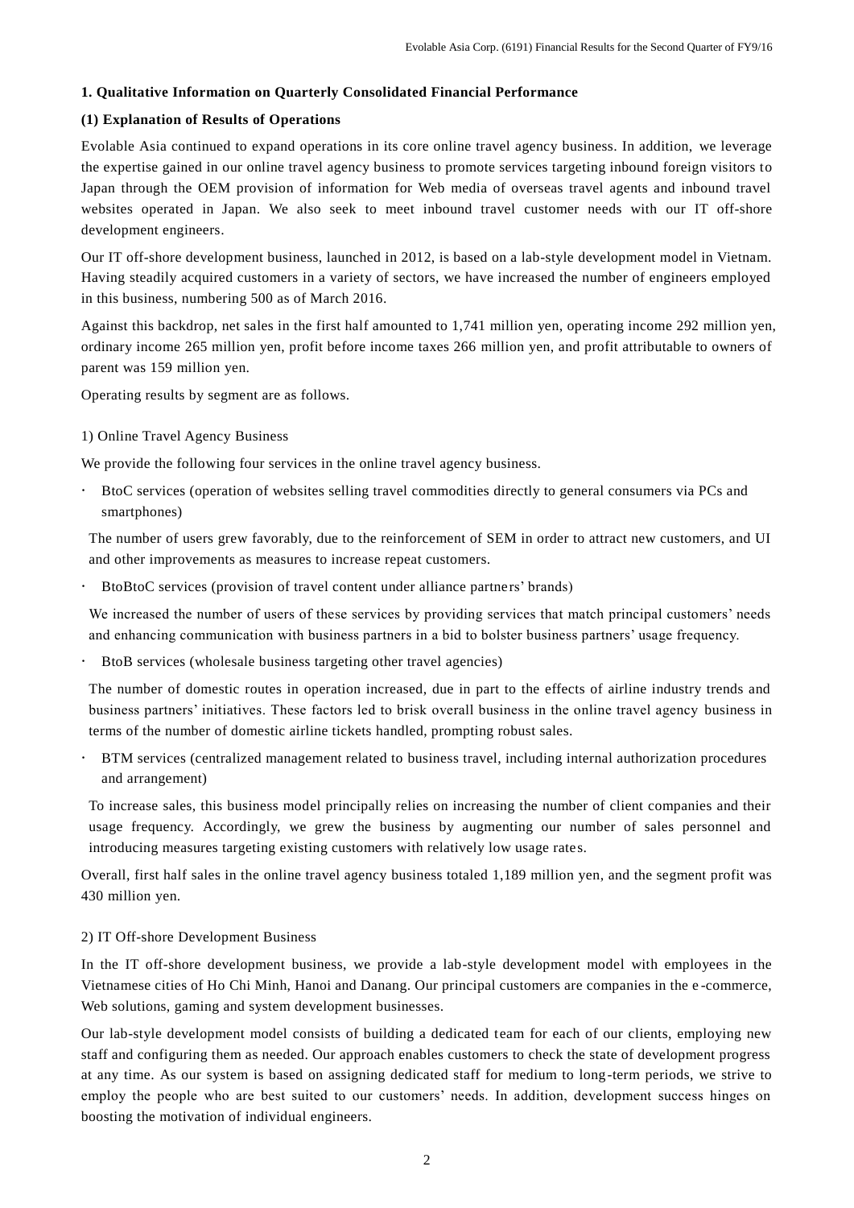### 1. Qualitative Information on Quarterly Consolidated Financial Performance

#### (1) Explanation of Results of Operations

Evolable Asia continued to expand operations in its core online travel agency business. In addition, we leverage the expertise gained in our online travel agency business to promote services targeting inbound foreign visitors to Japan through the OEM provision of information for Web media of overseas travel agents and inbound travel websites operated in Japan. We also seek to meet inbound travel customer needs with our IT off-shore development engineers.

Our IT off-shore development business, launched in 2012, is based on a lab-style development model in Vietnam. Having steadily acquired customers in a variety of sectors, we have increased the number of engineers employed in this business, numbering 500 as of March 2016.

Against this backdrop, net sales in the first half amounted to 1,741 million yen, operating income 292 million yen, ordinary income 265 million yen, profit before income taxes 266 million yen, and profit attributable to owners of parent was 159 million yen.

Operating results by segment are as follows.

1) Online Travel Agency Business

We provide the following four services in the online travel agency business.

- BtoC services (operation of websites selling travel commodities directly to general consumers via PCs and smartphones)

  The number of users grew favorably, due to the reinforcement of SEM in order to attract new customers, and UI and other improvements as measures to increase repeat customers.

- BtoBtoC services (provision of travel content under alliance partners' brands)

  We increased the number of users of these services by providing services that match principal customers' needs and enhancing communication with business partners in a bid to bolster business partners' usage frequency.

- BtoB services (wholesale business targeting other travel agencies)

  The number of domestic routes in operation increased, due in part to the effects of airline industry trends and business partners' initiatives. These factors led to brisk overall business in the online travel agency business in terms of the number of domestic airline tickets handled, prompting robust sales.

- BTM services (centralized management related to business travel, including internal authorization procedures and arrangement)

  To increase sales, this business model principally relies on increasing the number of client companies and their usage frequency. Accordingly, we grew the business by augmenting our number of sales personnel and introducing measures targeting existing customers with relatively low usage rates.

Overall, first half sales in the online travel agency business totaled 1,189 million yen, and the segment profit was 430 million yen.

2) IT Off-shore Development Business

In the IT off-shore development business, we provide a lab-style development model with employees in the Vietnamese cities of Ho Chi Minh, Hanoi and Danang. Our principal customers are companies in the e-commerce, Web solutions, gaming and system development businesses.

Our lab-style development model consists of building a dedicated team for each of our clients, employing new staff and configuring them as needed. Our approach enables customers to check the state of development progress at any time. As our system is based on assigning dedicated staff for medium to long-term periods, we strive to employ the people who are best suited to our customers' needs. In addition, development success hinges on boosting the motivation of individual engineers.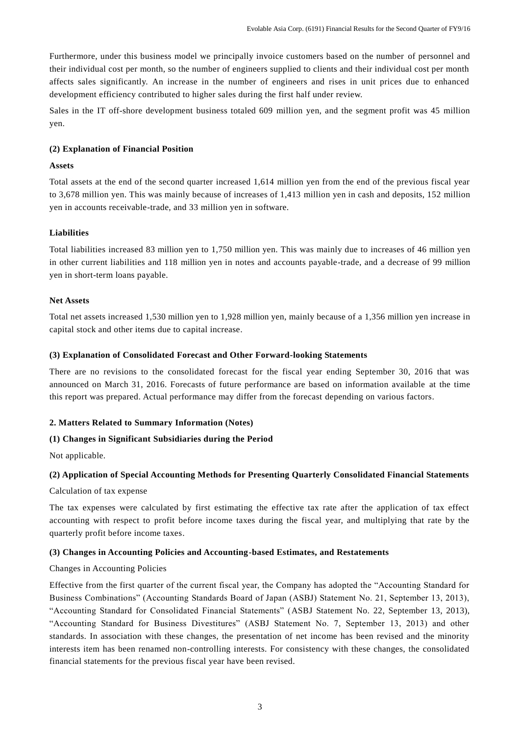Furthermore, under this business model we principally invoice customers based on the number of personnel and their individual cost per month, so the number of engineers supplied to clients and their individual cost per month affects sales significantly. An increase in the number of engineers and rises in unit prices due to enhanced development efficiency contributed to higher sales during the first half under review.

Sales in the IT off-shore development business totaled 609 million yen, and the segment profit was 45 million yen.

### (2) Explanation of Financial Position

#### Assets

Total assets at the end of the second quarter increased 1,614 million yen from the end of the previous fiscal year to 3,678 million yen. This was mainly because of increases of 1,413 million yen in cash and deposits, 152 million yen in accounts receivable-trade, and 33 million yen in software.

#### Liabilities

Total liabilities increased 83 million yen to 1,750 million yen. This was mainly due to increases of 46 million yen in other current liabilities and 118 million yen in notes and accounts payable-trade, and a decrease of 99 million yen in short-term loans payable.

#### Net Assets

Total net assets increased 1,530 million yen to 1,928 million yen, mainly because of a 1,356 million yen increase in capital stock and other items due to capital increase.

### (3) Explanation of Consolidated Forecast and Other Forward-looking Statements

There are no revisions to the consolidated forecast for the fiscal year ending September 30, 2016 that was announced on March 31, 2016. Forecasts of future performance are based on information available at the time this report was prepared. Actual performance may differ from the forecast depending on various factors.

## 2. Matters Related to Summary Information (Notes)

### (1) Changes in Significant Subsidiaries during the Period

Not applicable.

### (2) Application of Special Accounting Methods for Presenting Quarterly Consolidated Financial Statements

Calculation of tax expense

The tax expenses were calculated by first estimating the effective tax rate after the application of tax effect accounting with respect to profit before income taxes during the fiscal year, and multiplying that rate by the quarterly profit before income taxes.

### (3) Changes in Accounting Policies and Accounting-based Estimates, and Restatements

Changes in Accounting Policies

Effective from the first quarter of the current fiscal year, the Company has adopted the "Accounting Standard for Business Combinations" (Accounting Standards Board of Japan (ASBJ) Statement No. 21, September 13, 2013), "Accounting Standard for Consolidated Financial Statements" (ASBJ Statement No. 22, September 13, 2013), "Accounting Standard for Business Divestitures" (ASBJ Statement No. 7, September 13, 2013) and other standards. In association with these changes, the presentation of net income has been revised and the minority interests item has been renamed non-controlling interests. For consistency with these changes, the consolidated financial statements for the previous fiscal year have been revised.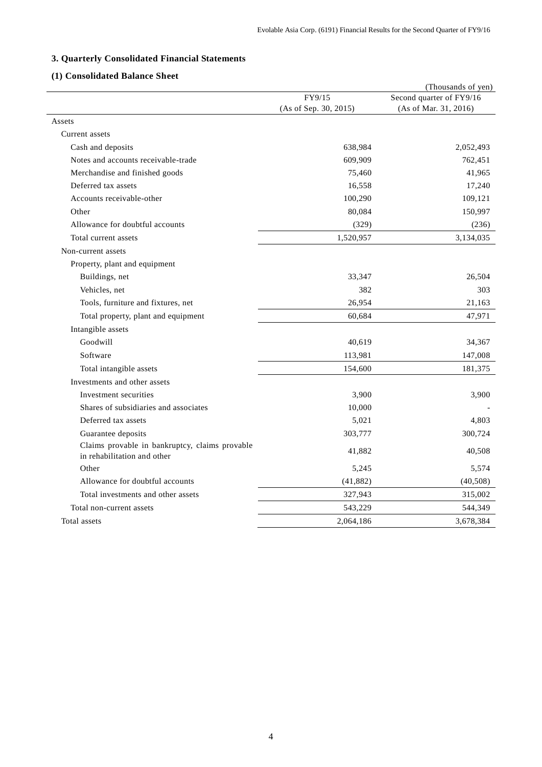## 3. Quarterly Consolidated Financial Statements

### (1) Consolidated Balance Sheet

(Thousands of yen)

| | FY9/15 (As of Sep. 30, 2015) | Second quarter of FY9/16 (As of Mar. 31, 2016) |
|---|---|---|
| Assets | | |
| Current assets | | |
| Cash and deposits | 638,984 | 2,052,493 |
| Notes and accounts receivable-trade | 609,909 | 762,451 |
| Merchandise and finished goods | 75,460 | 41,965 |
| Deferred tax assets | 16,558 | 17,240 |
| Accounts receivable-other | 100,290 | 109,121 |
| Other | 80,084 | 150,997 |
| Allowance for doubtful accounts | (329) | (236) |
| Total current assets | 1,520,957 | 3,134,035 |
| Non-current assets | | |
| Property, plant and equipment | | |
| Buildings, net | 33,347 | 26,504 |
| Vehicles, net | 382 | 303 |
| Tools, furniture and fixtures, net | 26,954 | 21,163 |
| Total property, plant and equipment | 60,684 | 47,971 |
| Intangible assets | | |
| Goodwill | 40,619 | 34,367 |
| Software | 113,981 | 147,008 |
| Total intangible assets | 154,600 | 181,375 |
| Investments and other assets | | |
| Investment securities | 3,900 | 3,900 |
| Shares of subsidiaries and associates | 10,000 | - |
| Deferred tax assets | 5,021 | 4,803 |
| Guarantee deposits | 303,777 | 300,724 |
| Claims provable in bankruptcy, claims provable in rehabilitation and other | 41,882 | 40,508 |
| Other | 5,245 | 5,574 |
| Allowance for doubtful accounts | (41,882) | (40,508) |
| Total investments and other assets | 327,943 | 315,002 |
| Total non-current assets | 543,229 | 544,349 |
| Total assets | 2,064,186 | 3,678,384 |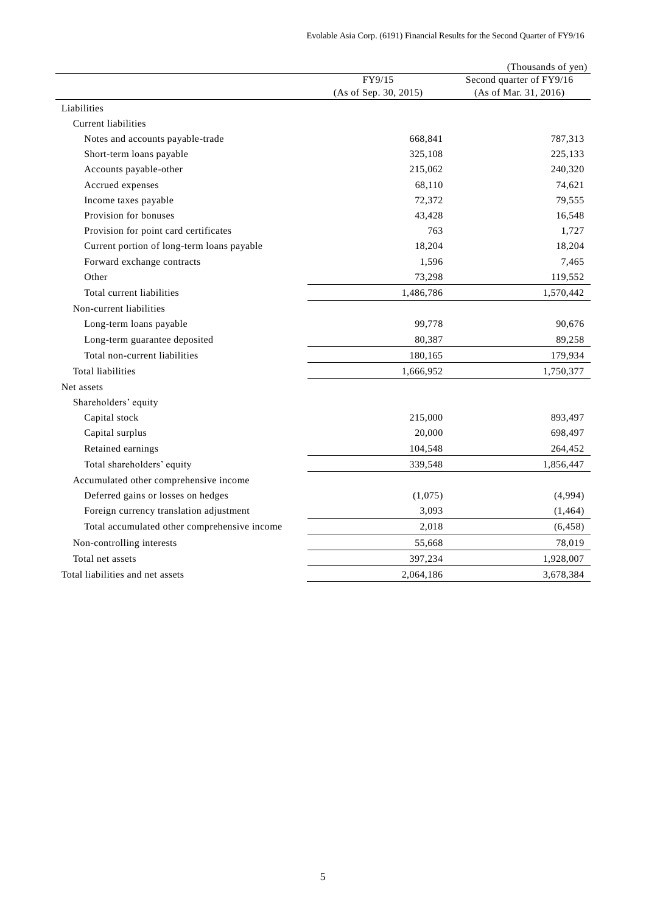(Thousands of yen)

| | FY9/15 (As of Sep. 30, 2015) | Second quarter of FY9/16 (As of Mar. 31, 2016) |
|---|---|---|
| Liabilities | | |
| Current liabilities | | |
| Notes and accounts payable-trade | 668,841 | 787,313 |
| Short-term loans payable | 325,108 | 225,133 |
| Accounts payable-other | 215,062 | 240,320 |
| Accrued expenses | 68,110 | 74,621 |
| Income taxes payable | 72,372 | 79,555 |
| Provision for bonuses | 43,428 | 16,548 |
| Provision for point card certificates | 763 | 1,727 |
| Current portion of long-term loans payable | 18,204 | 18,204 |
| Forward exchange contracts | 1,596 | 7,465 |
| Other | 73,298 | 119,552 |
| Total current liabilities | 1,486,786 | 1,570,442 |
| Non-current liabilities | | |
| Long-term loans payable | 99,778 | 90,676 |
| Long-term guarantee deposited | 80,387 | 89,258 |
| Total non-current liabilities | 180,165 | 179,934 |
| Total liabilities | 1,666,952 | 1,750,377 |
| Net assets | | |
| Shareholders' equity | | |
| Capital stock | 215,000 | 893,497 |
| Capital surplus | 20,000 | 698,497 |
| Retained earnings | 104,548 | 264,452 |
| Total shareholders' equity | 339,548 | 1,856,447 |
| Accumulated other comprehensive income | | |
| Deferred gains or losses on hedges | (1,075) | (4,994) |
| Foreign currency translation adjustment | 3,093 | (1,464) |
| Total accumulated other comprehensive income | 2,018 | (6,458) |
| Non-controlling interests | 55,668 | 78,019 |
| Total net assets | 397,234 | 1,928,007 |
| Total liabilities and net assets | 2,064,186 | 3,678,384 |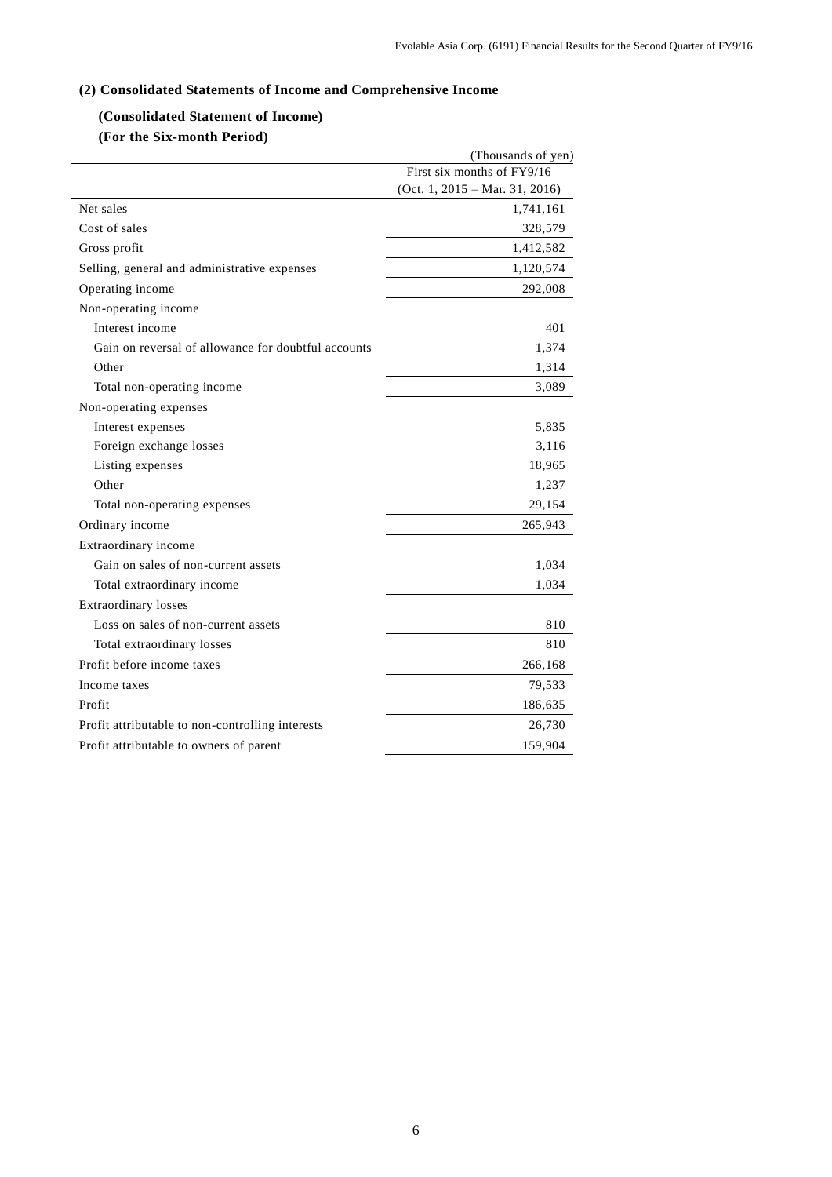### (2) Consolidated Statements of Income and Comprehensive Income

#### (Consolidated Statement of Income)

#### (For the Six-month Period)

(Thousands of yen)

| | First six months of FY9/16 (Oct. 1, 2015 – Mar. 31, 2016) |
|---|---|
| Net sales | 1,741,161 |
| Cost of sales | 328,579 |
| Gross profit | 1,412,582 |
| Selling, general and administrative expenses | 1,120,574 |
| Operating income | 292,008 |
| Non-operating income | |
| Interest income | 401 |
| Gain on reversal of allowance for doubtful accounts | 1,374 |
| Other | 1,314 |
| Total non-operating income | 3,089 |
| Non-operating expenses | |
| Interest expenses | 5,835 |
| Foreign exchange losses | 3,116 |
| Listing expenses | 18,965 |
| Other | 1,237 |
| Total non-operating expenses | 29,154 |
| Ordinary income | 265,943 |
| Extraordinary income | |
| Gain on sales of non-current assets | 1,034 |
| Total extraordinary income | 1,034 |
| Extraordinary losses | |
| Loss on sales of non-current assets | 810 |
| Total extraordinary losses | 810 |
| Profit before income taxes | 266,168 |
| Income taxes | 79,533 |
| Profit | 186,635 |
| Profit attributable to non-controlling interests | 26,730 |
| Profit attributable to owners of parent | 159,904 |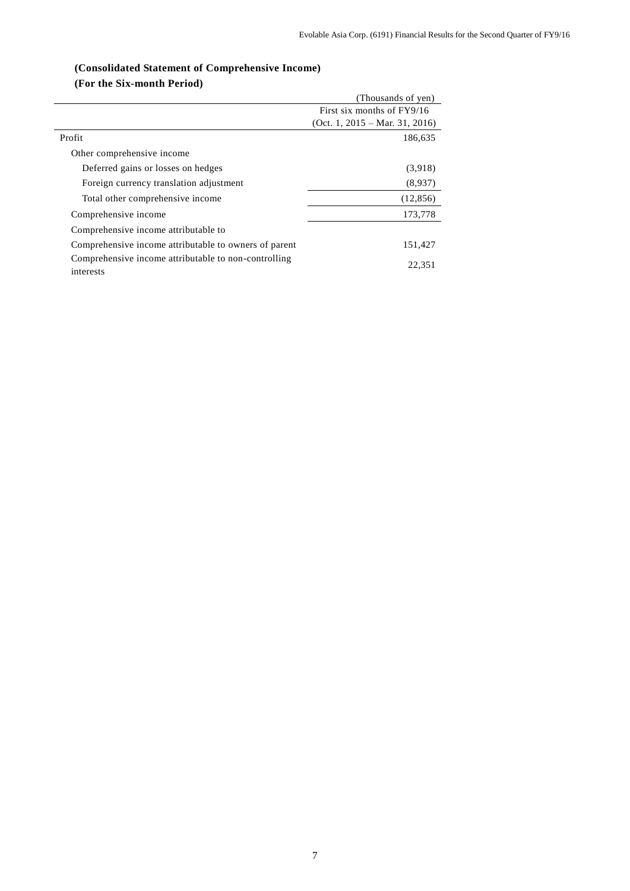**(Consolidated Statement of Comprehensive Income)**

**(For the Six-month Period)**

| | (Thousands of yen) |
|---|---|
| | First six months of FY9/16 (Oct. 1, 2015 – Mar. 31, 2016) |
| Profit | 186,635 |
| Other comprehensive income | |
| Deferred gains or losses on hedges | (3,918) |
| Foreign currency translation adjustment | (8,937) |
| Total other comprehensive income | (12,856) |
| Comprehensive income | 173,778 |
| Comprehensive income attributable to | |
| Comprehensive income attributable to owners of parent | 151,427 |
| Comprehensive income attributable to non-controlling interests | 22,351 |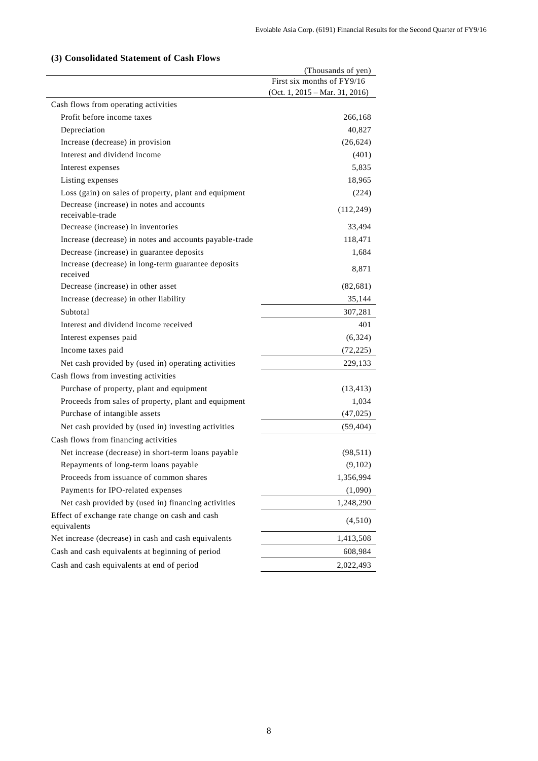### (3) Consolidated Statement of Cash Flows

| | (Thousands of yen) |
|---|---|
| | First six months of FY9/16<br>(Oct. 1, 2015 – Mar. 31, 2016) |
| Cash flows from operating activities | |
| Profit before income taxes | 266,168 |
| Depreciation | 40,827 |
| Increase (decrease) in provision | (26,624) |
| Interest and dividend income | (401) |
| Interest expenses | 5,835 |
| Listing expenses | 18,965 |
| Loss (gain) on sales of property, plant and equipment | (224) |
| Decrease (increase) in notes and accounts receivable-trade | (112,249) |
| Decrease (increase) in inventories | 33,494 |
| Increase (decrease) in notes and accounts payable-trade | 118,471 |
| Decrease (increase) in guarantee deposits | 1,684 |
| Increase (decrease) in long-term guarantee deposits received | 8,871 |
| Decrease (increase) in other asset | (82,681) |
| Increase (decrease) in other liability | 35,144 |
| Subtotal | 307,281 |
| Interest and dividend income received | 401 |
| Interest expenses paid | (6,324) |
| Income taxes paid | (72,225) |
| Net cash provided by (used in) operating activities | 229,133 |
| Cash flows from investing activities | |
| Purchase of property, plant and equipment | (13,413) |
| Proceeds from sales of property, plant and equipment | 1,034 |
| Purchase of intangible assets | (47,025) |
| Net cash provided by (used in) investing activities | (59,404) |
| Cash flows from financing activities | |
| Net increase (decrease) in short-term loans payable | (98,511) |
| Repayments of long-term loans payable | (9,102) |
| Proceeds from issuance of common shares | 1,356,994 |
| Payments for IPO-related expenses | (1,090) |
| Net cash provided by (used in) financing activities | 1,248,290 |
| Effect of exchange rate change on cash and cash equivalents | (4,510) |
| Net increase (decrease) in cash and cash equivalents | 1,413,508 |
| Cash and cash equivalents at beginning of period | 608,984 |
| Cash and cash equivalents at end of period | 2,022,493 |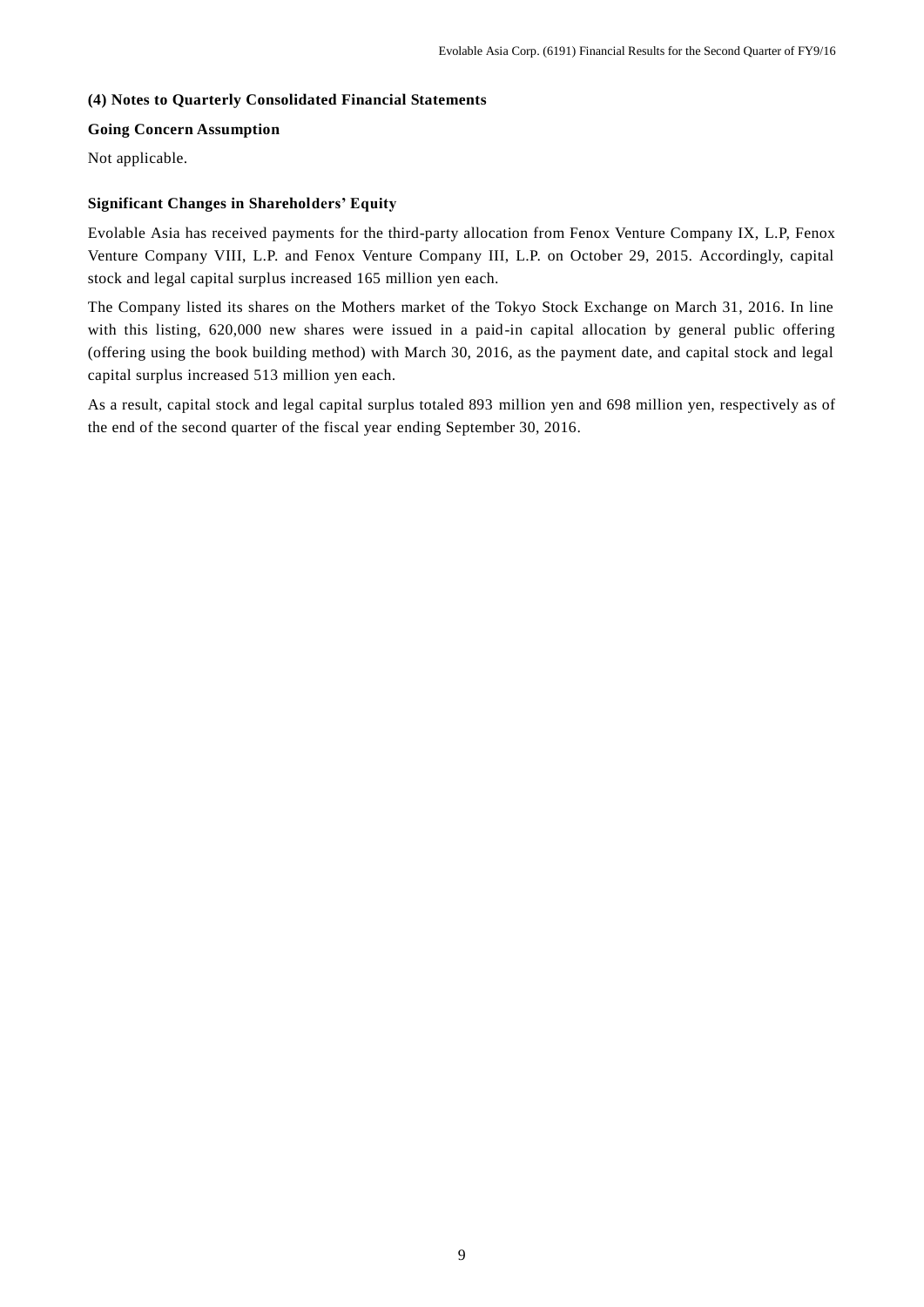### (4) Notes to Quarterly Consolidated Financial Statements

**Going Concern Assumption**

Not applicable.

**Significant Changes in Shareholders' Equity**

Evolable Asia has received payments for the third-party allocation from Fenox Venture Company IX, L.P, Fenox Venture Company VIII, L.P. and Fenox Venture Company III, L.P. on October 29, 2015. Accordingly, capital stock and legal capital surplus increased 165 million yen each.

The Company listed its shares on the Mothers market of the Tokyo Stock Exchange on March 31, 2016. In line with this listing, 620,000 new shares were issued in a paid-in capital allocation by general public offering (offering using the book building method) with March 30, 2016, as the payment date, and capital stock and legal capital surplus increased 513 million yen each.

As a result, capital stock and legal capital surplus totaled 893 million yen and 698 million yen, respectively as of the end of the second quarter of the fiscal year ending September 30, 2016.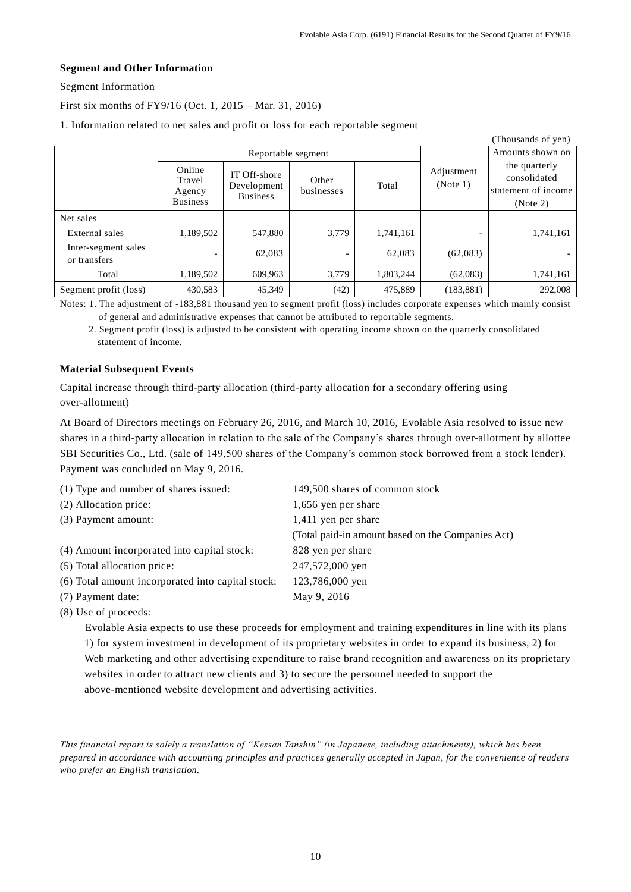### Segment and Other Information

Segment Information

First six months of FY9/16 (Oct. 1, 2015 – Mar. 31, 2016)

1. Information related to net sales and profit or loss for each reportable segment

(Thousands of yen)

| | Reportable segment | | | | Adjustment (Note 1) | Amounts shown on the quarterly consolidated statement of income (Note 2) |
|---|---|---|---|---|---|---|
| | Online Travel Agency Business | IT Off-shore Development Business | Other businesses | Total | | |
| Net sales | | | | | | |
| External sales | 1,189,502 | 547,880 | 3,779 | 1,741,161 | - | 1,741,161 |
| Inter-segment sales or transfers | - | 62,083 | - | 62,083 | (62,083) | - |
| Total | 1,189,502 | 609,963 | 3,779 | 1,803,244 | (62,083) | 1,741,161 |
| Segment profit (loss) | 430,583 | 45,349 | (42) | 475,889 | (183,881) | 292,008 |

Notes: 1. The adjustment of -183,881 thousand yen to segment profit (loss) includes corporate expenses which mainly consist of general and administrative expenses that cannot be attributed to reportable segments.

2. Segment profit (loss) is adjusted to be consistent with operating income shown on the quarterly consolidated statement of income.

### Material Subsequent Events

Capital increase through third-party allocation (third-party allocation for a secondary offering using over-allotment)

At Board of Directors meetings on February 26, 2016, and March 10, 2016, Evolable Asia resolved to issue new shares in a third-party allocation in relation to the sale of the Company's shares through over-allotment by allottee SBI Securities Co., Ltd. (sale of 149,500 shares of the Company's common stock borrowed from a stock lender). Payment was concluded on May 9, 2016.

(1) Type and number of shares issued: 149,500 shares of common stock
(2) Allocation price: 1,656 yen per share
(3) Payment amount: 1,411 yen per share
(Total paid-in amount based on the Companies Act)
(4) Amount incorporated into capital stock: 828 yen per share
(5) Total allocation price: 247,572,000 yen
(6) Total amount incorporated into capital stock: 123,786,000 yen
(7) Payment date: May 9, 2016
(8) Use of proceeds:

Evolable Asia expects to use these proceeds for employment and training expenditures in line with its plans 1) for system investment in development of its proprietary websites in order to expand its business, 2) for Web marketing and other advertising expenditure to raise brand recognition and awareness on its proprietary websites in order to attract new clients and 3) to secure the personnel needed to support the above-mentioned website development and advertising activities.

*This financial report is solely a translation of "Kessan Tanshin" (in Japanese, including attachments), which has been prepared in accordance with accounting principles and practices generally accepted in Japan, for the convenience of readers who prefer an English translation.*